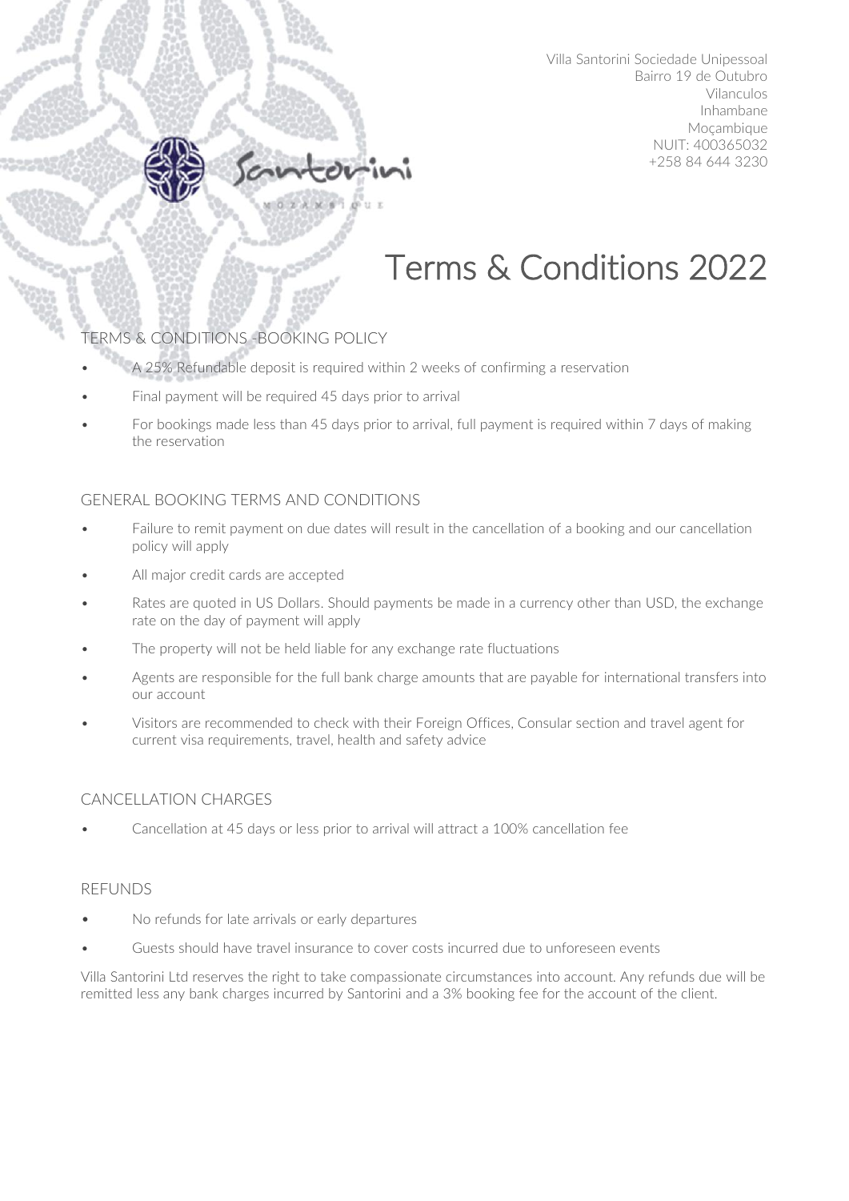Villa Santorini Sociedade Unipessoal
Bairro 19 de Outubro
Vilanculos
Inhambane
Moçambique
NUIT: 400365032
+258 84 644 3230

# Terms & Conditions 2022

## TERMS & CONDITIONS -BOOKING POLICY

- A 25% Refundable deposit is required within 2 weeks of confirming a reservation
- Final payment will be required 45 days prior to arrival
- For bookings made less than 45 days prior to arrival, full payment is required within 7 days of making the reservation

## GENERAL BOOKING TERMS AND CONDITIONS

- Failure to remit payment on due dates will result in the cancellation of a booking and our cancellation policy will apply
- All major credit cards are accepted
- Rates are quoted in US Dollars. Should payments be made in a currency other than USD, the exchange rate on the day of payment will apply
- The property will not be held liable for any exchange rate fluctuations
- Agents are responsible for the full bank charge amounts that are payable for international transfers into our account
- Visitors are recommended to check with their Foreign Offices, Consular section and travel agent for current visa requirements, travel, health and safety advice

## CANCELLATION CHARGES

- Cancellation at 45 days or less prior to arrival will attract a 100% cancellation fee

## REFUNDS

- No refunds for late arrivals or early departures
- Guests should have travel insurance to cover costs incurred due to unforeseen events

Villa Santorini Ltd reserves the right to take compassionate circumstances into account. Any refunds due will be remitted less any bank charges incurred by Santorini and a 3% booking fee for the account of the client.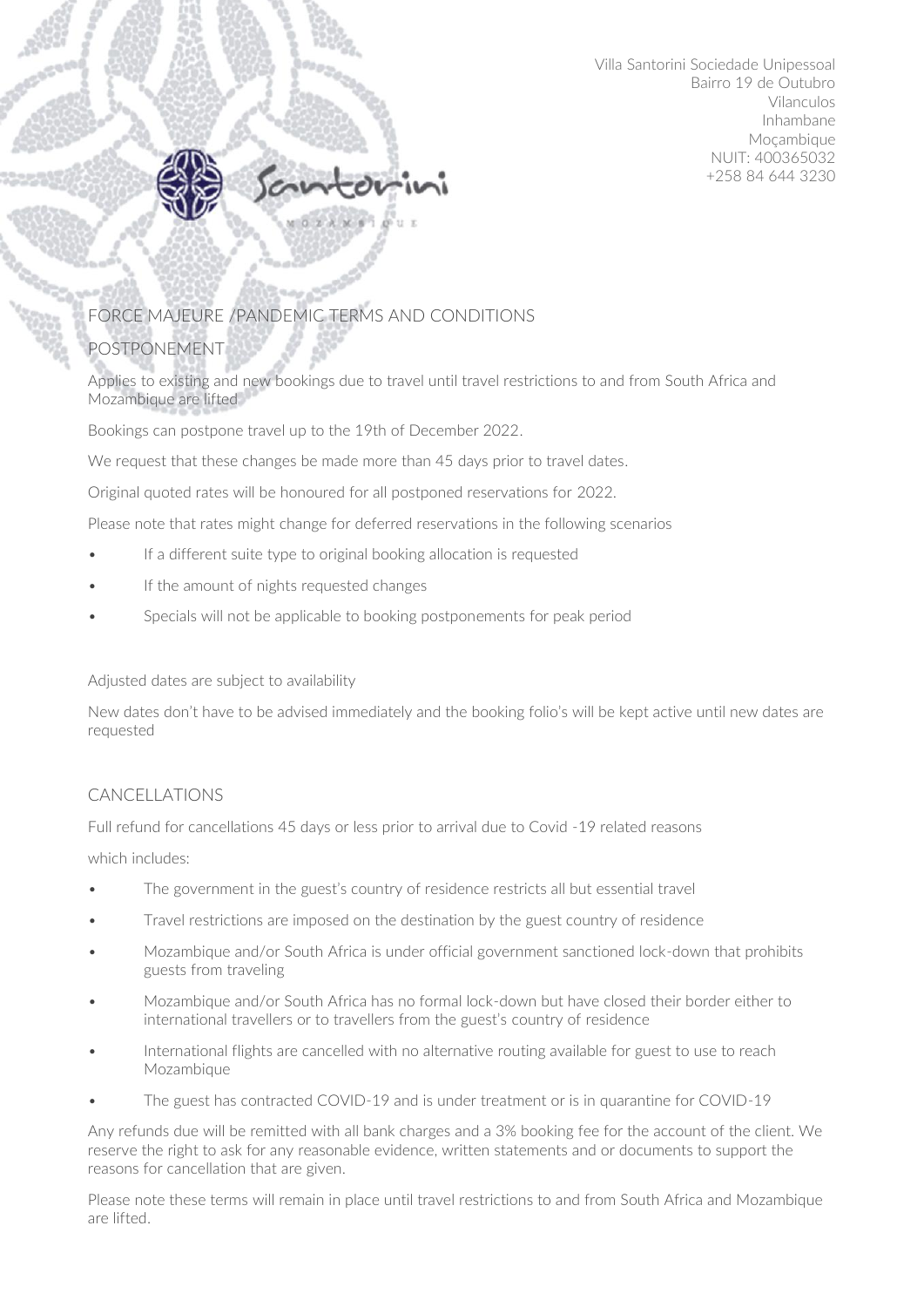Villa Santorini Sociedade Unipessoal
Bairro 19 de Outubro
Vilanculos
Inhambane
Moçambique
NUIT: 400365032
+258 84 644 3230

## FORCE MAJEURE /PANDEMIC TERMS AND CONDITIONS

### POSTPONEMENT

Applies to existing and new bookings due to travel until travel restrictions to and from South Africa and Mozambique are lifted

Bookings can postpone travel up to the 19th of December 2022.

We request that these changes be made more than 45 days prior to travel dates.

Original quoted rates will be honoured for all postponed reservations for 2022.

Please note that rates might change for deferred reservations in the following scenarios

- If a different suite type to original booking allocation is requested
- If the amount of nights requested changes
- Specials will not be applicable to booking postponements for peak period

Adjusted dates are subject to availability

New dates don't have to be advised immediately and the booking folio's will be kept active until new dates are requested

### CANCELLATIONS

Full refund for cancellations 45 days or less prior to arrival due to Covid -19 related reasons

which includes:

- The government in the guest's country of residence restricts all but essential travel
- Travel restrictions are imposed on the destination by the guest country of residence
- Mozambique and/or South Africa is under official government sanctioned lock-down that prohibits guests from traveling
- Mozambique and/or South Africa has no formal lock-down but have closed their border either to international travellers or to travellers from the guest's country of residence
- International flights are cancelled with no alternative routing available for guest to use to reach Mozambique
- The guest has contracted COVID-19 and is under treatment or is in quarantine for COVID-19

Any refunds due will be remitted with all bank charges and a 3% booking fee for the account of the client. We reserve the right to ask for any reasonable evidence, written statements and or documents to support the reasons for cancellation that are given.

Please note these terms will remain in place until travel restrictions to and from South Africa and Mozambique are lifted.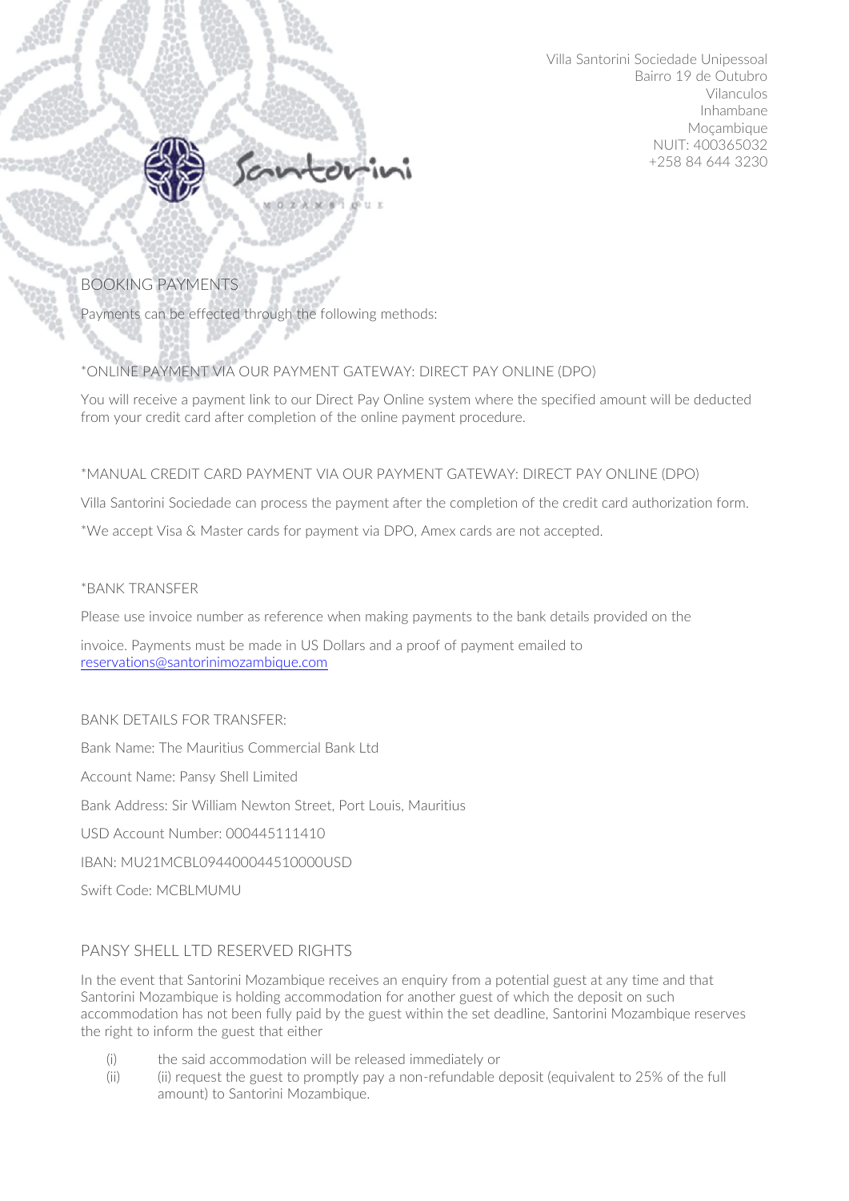Villa Santorini Sociedade Unipessoal
Bairro 19 de Outubro
Vilanculos
Inhambane
Moçambique
NUIT: 400365032
+258 84 644 3230

## BOOKING PAYMENTS

Payments can be effected through the following methods:

*ONLINE PAYMENT VIA OUR PAYMENT GATEWAY: DIRECT PAY ONLINE (DPO)

You will receive a payment link to our Direct Pay Online system where the specified amount will be deducted from your credit card after completion of the online payment procedure.

*MANUAL CREDIT CARD PAYMENT VIA OUR PAYMENT GATEWAY: DIRECT PAY ONLINE (DPO)

Villa Santorini Sociedade can process the payment after the completion of the credit card authorization form.

*We accept Visa & Master cards for payment via DPO, Amex cards are not accepted.

*BANK TRANSFER

Please use invoice number as reference when making payments to the bank details provided on the

invoice. Payments must be made in US Dollars and a proof of payment emailed to reservations@santorinimozambique.com

BANK DETAILS FOR TRANSFER:

Bank Name: The Mauritius Commercial Bank Ltd

Account Name: Pansy Shell Limited

Bank Address: Sir William Newton Street, Port Louis, Mauritius

USD Account Number: 000445111410

IBAN: MU21MCBL094400044510000USD

Swift Code: MCBLMUMU

## PANSY SHELL LTD RESERVED RIGHTS

In the event that Santorini Mozambique receives an enquiry from a potential guest at any time and that Santorini Mozambique is holding accommodation for another guest of which the deposit on such accommodation has not been fully paid by the guest within the set deadline, Santorini Mozambique reserves the right to inform the guest that either

(i) the said accommodation will be released immediately or

(ii) (ii) request the guest to promptly pay a non-refundable deposit (equivalent to 25% of the full amount) to Santorini Mozambique.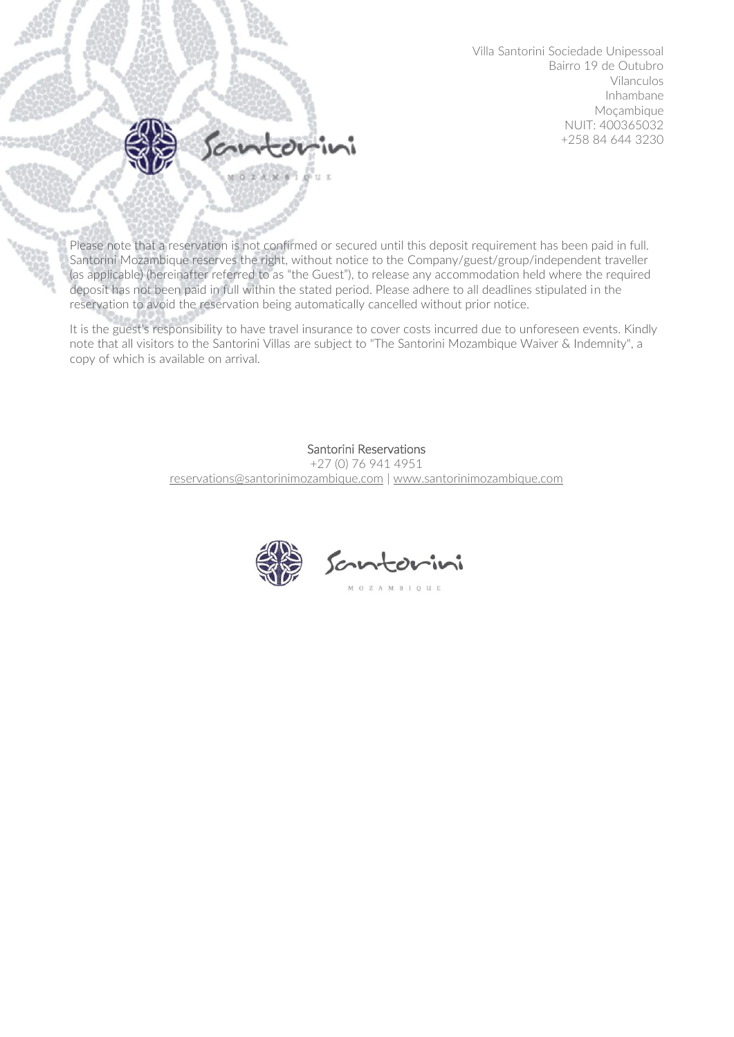Villa Santorini Sociedade Unipessoal
Bairro 19 de Outubro
Vilanculos
Inhambane
Moçambique
NUIT: 400365032
+258 84 644 3230

Please note that a reservation is not confirmed or secured until this deposit requirement has been paid in full. Santorini Mozambique reserves the right, without notice to the Company/guest/group/independent traveller (as applicable) (hereinafter referred to as "the Guest"), to release any accommodation held where the required deposit has not been paid in full within the stated period. Please adhere to all deadlines stipulated in the reservation to avoid the reservation being automatically cancelled without prior notice.

It is the guest's responsibility to have travel insurance to cover costs incurred due to unforeseen events. Kindly note that all visitors to the Santorini Villas are subject to "The Santorini Mozambique Waiver & Indemnity", a copy of which is available on arrival.

Santorini Reservations
+27 (0) 76 941 4951
reservations@santorinimozambique.com | www.santorinimozambique.com